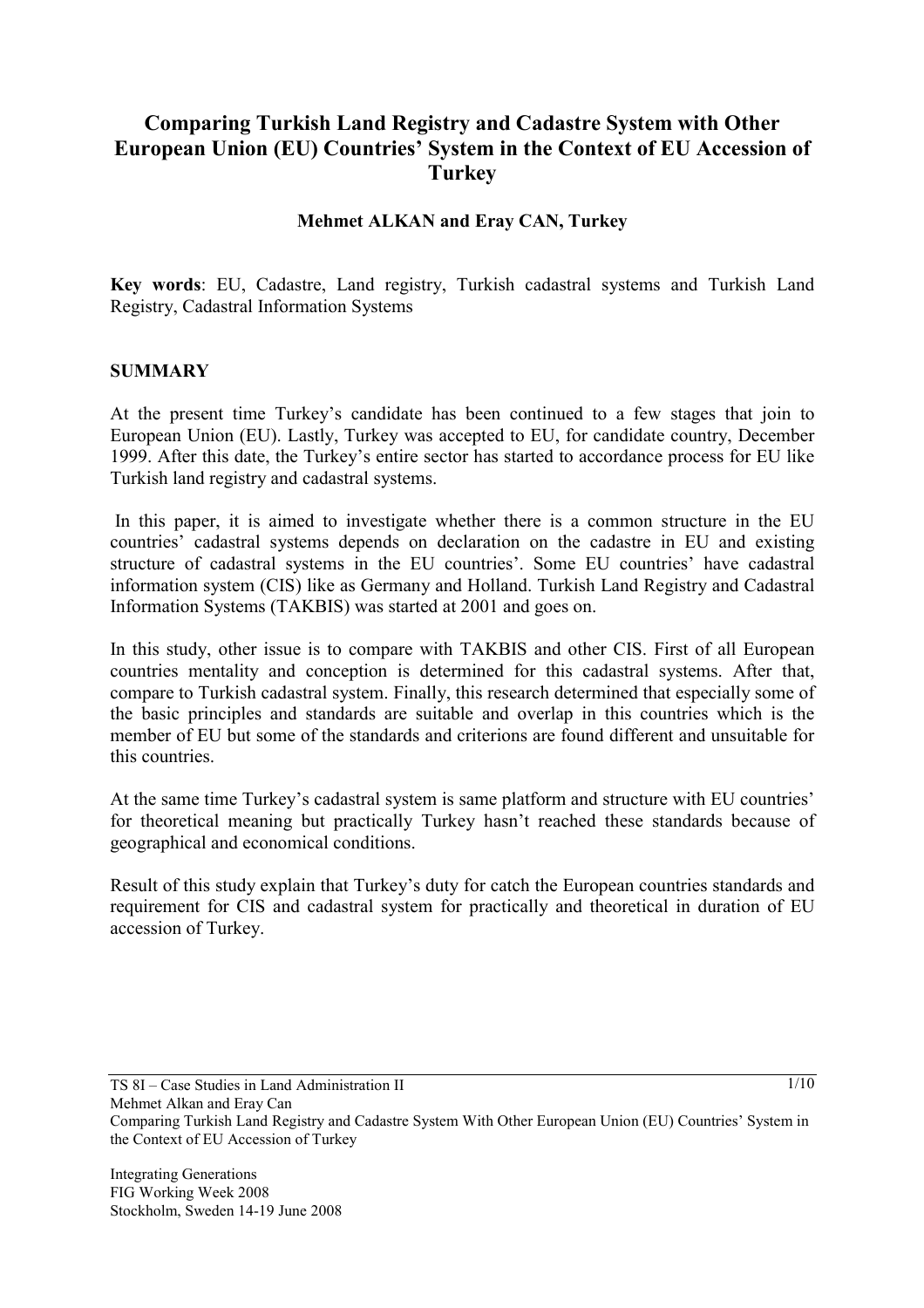# Comparing Turkish Land Registry and Cadastre System with Other European Union (EU) Countries' System in the Context of EU Accession of Turkey

**Mehmet ALKAN and Eray CAN, Turkey**

**Key words**: EU, Cadastre, Land registry, Turkish cadastral systems and Turkish Land Registry, Cadastral Information Systems

## SUMMARY

At the present time Turkey's candidate has been continued to a few stages that join to European Union (EU). Lastly, Turkey was accepted to EU, for candidate country, December 1999. After this date, the Turkey's entire sector has started to accordance process for EU like Turkish land registry and cadastral systems.

In this paper, it is aimed to investigate whether there is a common structure in the EU countries' cadastral systems depends on declaration on the cadastre in EU and existing structure of cadastral systems in the EU countries'. Some EU countries' have cadastral information system (CIS) like as Germany and Holland. Turkish Land Registry and Cadastral Information Systems (TAKBIS) was started at 2001 and goes on.

In this study, other issue is to compare with TAKBIS and other CIS. First of all European countries mentality and conception is determined for this cadastral systems. After that, compare to Turkish cadastral system. Finally, this research determined that especially some of the basic principles and standards are suitable and overlap in this countries which is the member of EU but some of the standards and criterions are found different and unsuitable for this countries.

At the same time Turkey's cadastral system is same platform and structure with EU countries' for theoretical meaning but practically Turkey hasn't reached these standards because of geographical and economical conditions.

Result of this study explain that Turkey's duty for catch the European countries standards and requirement for CIS and cadastral system for practically and theoretical in duration of EU accession of Turkey.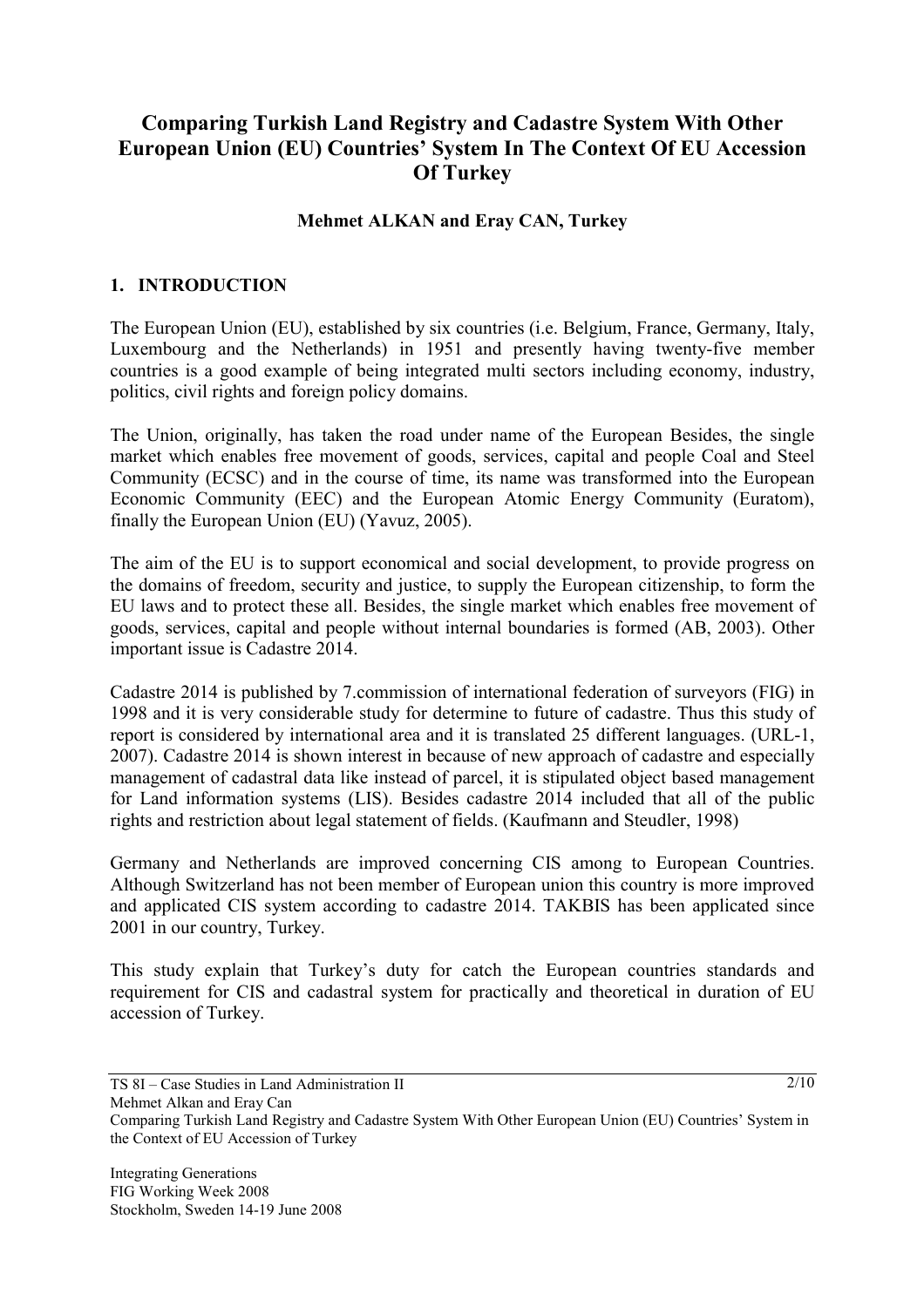# Comparing Turkish Land Registry and Cadastre System With Other European Union (EU) Countries' System In The Context Of EU Accession Of Turkey

**Mehmet ALKAN and Eray CAN, Turkey**

## 1. INTRODUCTION

The European Union (EU), established by six countries (i.e. Belgium, France, Germany, Italy, Luxembourg and the Netherlands) in 1951 and presently having twenty-five member countries is a good example of being integrated multi sectors including economy, industry, politics, civil rights and foreign policy domains.

The Union, originally, has taken the road under name of the European Besides, the single market which enables free movement of goods, services, capital and people Coal and Steel Community (ECSC) and in the course of time, its name was transformed into the European Economic Community (EEC) and the European Atomic Energy Community (Euratom), finally the European Union (EU) (Yavuz, 2005).

The aim of the EU is to support economical and social development, to provide progress on the domains of freedom, security and justice, to supply the European citizenship, to form the EU laws and to protect these all. Besides, the single market which enables free movement of goods, services, capital and people without internal boundaries is formed (AB, 2003). Other important issue is Cadastre 2014.

Cadastre 2014 is published by 7.commission of international federation of surveyors (FIG) in 1998 and it is very considerable study for determine to future of cadastre. Thus this study of report is considered by international area and it is translated 25 different languages. (URL-1, 2007). Cadastre 2014 is shown interest in because of new approach of cadastre and especially management of cadastral data like instead of parcel, it is stipulated object based management for Land information systems (LIS). Besides cadastre 2014 included that all of the public rights and restriction about legal statement of fields. (Kaufmann and Steudler, 1998)

Germany and Netherlands are improved concerning CIS among to European Countries. Although Switzerland has not been member of European union this country is more improved and applicated CIS system according to cadastre 2014. TAKBIS has been applicated since 2001 in our country, Turkey.

This study explain that Turkey's duty for catch the European countries standards and requirement for CIS and cadastral system for practically and theoretical in duration of EU accession of Turkey.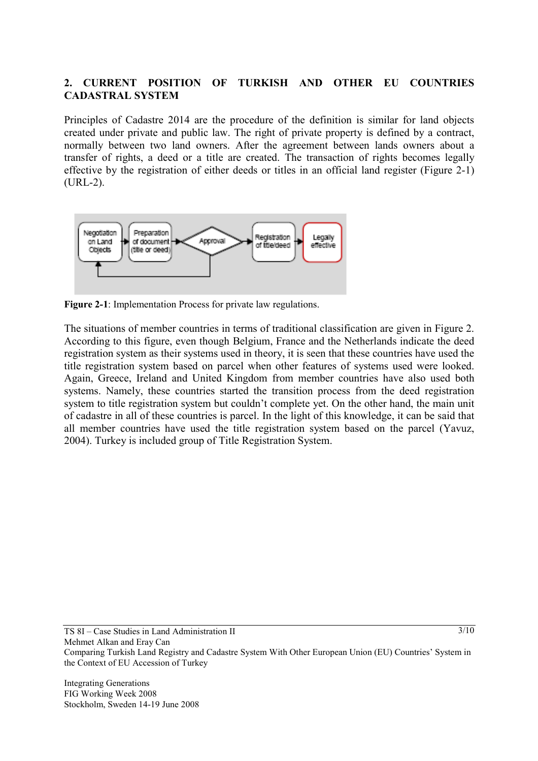## 2. CURRENT POSITION OF TURKISH AND OTHER EU COUNTRIES CADASTRAL SYSTEM

Principles of Cadastre 2014 are the procedure of the definition is similar for land objects created under private and public law. The right of private property is defined by a contract, normally between two land owners. After the agreement between lands owners about a transfer of rights, a deed or a title are created. The transaction of rights becomes legally effective by the registration of either deeds or titles in an official land register (Figure 2-1) (URL-2).

**Figure 2-1**: Implementation Process for private law regulations.

The situations of member countries in terms of traditional classification are given in Figure 2. According to this figure, even though Belgium, France and the Netherlands indicate the deed registration system as their systems used in theory, it is seen that these countries have used the title registration system based on parcel when other features of systems used were looked. Again, Greece, Ireland and United Kingdom from member countries have also used both systems. Namely, these countries started the transition process from the deed registration system to title registration system but couldn't complete yet. On the other hand, the main unit of cadastre in all of these countries is parcel. In the light of this knowledge, it can be said that all member countries have used the title registration system based on the parcel (Yavuz, 2004). Turkey is included group of Title Registration System.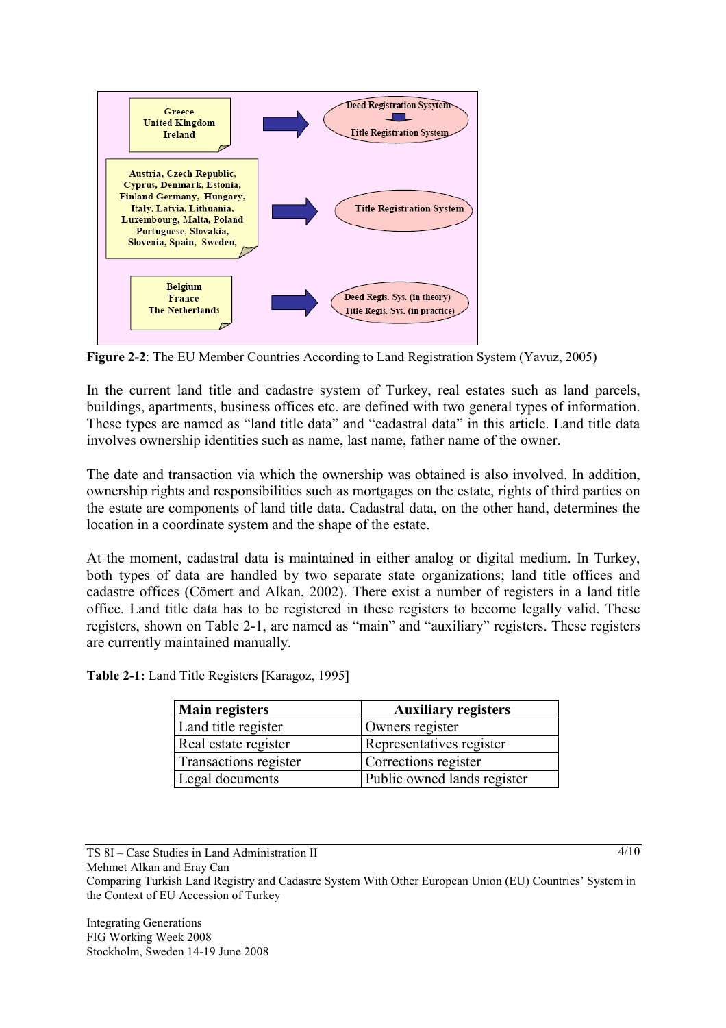| | | |
|---|---|---|
| Greece<br>United Kingdom<br>Ireland | → | Deed Registration Sysytem<br>↓<br>Title Registration System |
| Austria, Czech Republic, Cyprus, Denmark, Estonia, Finland Germany, Hungary, Italy, Latvia, Lithuania, Luxembourg, Malta, Poland Portuguese, Slovakia, Slovenia, Spain, Sweden, | → | Title Registration System |
| Belgium<br>France<br>The Netherlands | → | Deed Regis. Sys. (in theory)<br>Title Regis. Sys. (in practice) |

**Figure 2-2**: The EU Member Countries According to Land Registration System (Yavuz, 2005)

In the current land title and cadastre system of Turkey, real estates such as land parcels, buildings, apartments, business offices etc. are defined with two general types of information. These types are named as "land title data" and "cadastral data" in this article. Land title data involves ownership identities such as name, last name, father name of the owner.

The date and transaction via which the ownership was obtained is also involved. In addition, ownership rights and responsibilities such as mortgages on the estate, rights of third parties on the estate are components of land title data. Cadastral data, on the other hand, determines the location in a coordinate system and the shape of the estate.

At the moment, cadastral data is maintained in either analog or digital medium. In Turkey, both types of data are handled by two separate state organizations; land title offices and cadastre offices (Cömert and Alkan, 2002). There exist a number of registers in a land title office. Land title data has to be registered in these registers to become legally valid. These registers, shown on Table 2-1, are named as "main" and "auxiliary" registers. These registers are currently maintained manually.

**Table 2-1:** Land Title Registers [Karagoz, 1995]

| Main registers | Auxiliary registers |
|---|---|
| Land title register | Owners register |
| Real estate register | Representatives register |
| Transactions register | Corrections register |
| Legal documents | Public owned lands register |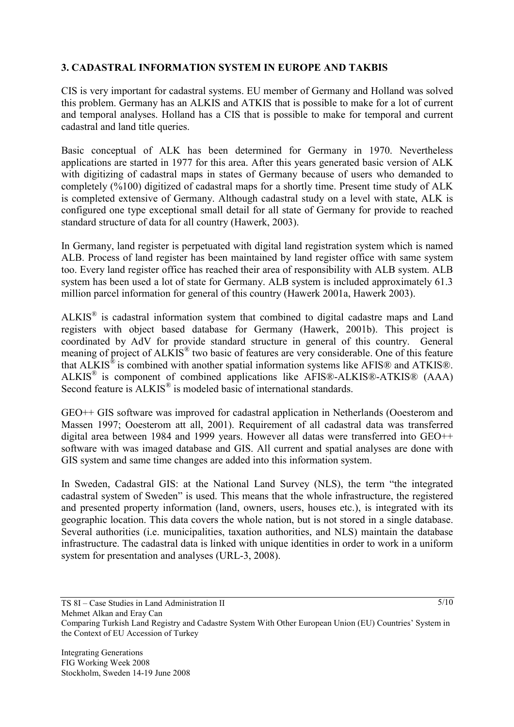### 3. CADASTRAL INFORMATION SYSTEM IN EUROPE AND TAKBIS

CIS is very important for cadastral systems. EU member of Germany and Holland was solved this problem. Germany has an ALKIS and ATKIS that is possible to make for a lot of current and temporal analyses. Holland has a CIS that is possible to make for temporal and current cadastral and land title queries.

Basic conceptual of ALK has been determined for Germany in 1970. Nevertheless applications are started in 1977 for this area. After this years generated basic version of ALK with digitizing of cadastral maps in states of Germany because of users who demanded to completely (%100) digitized of cadastral maps for a shortly time. Present time study of ALK is completed extensive of Germany. Although cadastral study on a level with state, ALK is configured one type exceptional small detail for all state of Germany for provide to reached standard structure of data for all country (Hawerk, 2003).

In Germany, land register is perpetuated with digital land registration system which is named ALB. Process of land register has been maintained by land register office with same system too. Every land register office has reached their area of responsibility with ALB system. ALB system has been used a lot of state for Germany. ALB system is included approximately 61.3 million parcel information for general of this country (Hawerk 2001a, Hawerk 2003).

ALKIS® is cadastral information system that combined to digital cadastre maps and Land registers with object based database for Germany (Hawerk, 2001b). This project is coordinated by AdV for provide standard structure in general of this country. General meaning of project of ALKIS® two basic of features are very considerable. One of this feature that ALKIS® is combined with another spatial information systems like AFIS® and ATKIS®. ALKIS® is component of combined applications like AFIS®-ALKIS®-ATKIS® (AAA) Second feature is ALKIS® is modeled basic of international standards.

GEO++ GIS software was improved for cadastral application in Netherlands (Ooesterom and Massen 1997; Ooesterom att all, 2001). Requirement of all cadastral data was transferred digital area between 1984 and 1999 years. However all datas were transferred into GEO++ software with was imaged database and GIS. All current and spatial analyses are done with GIS system and same time changes are added into this information system.

In Sweden, Cadastral GIS: at the National Land Survey (NLS), the term "the integrated cadastral system of Sweden" is used. This means that the whole infrastructure, the registered and presented property information (land, owners, users, houses etc.), is integrated with its geographic location. This data covers the whole nation, but is not stored in a single database. Several authorities (i.e. municipalities, taxation authorities, and NLS) maintain the database infrastructure. The cadastral data is linked with unique identities in order to work in a uniform system for presentation and analyses (URL-3, 2008).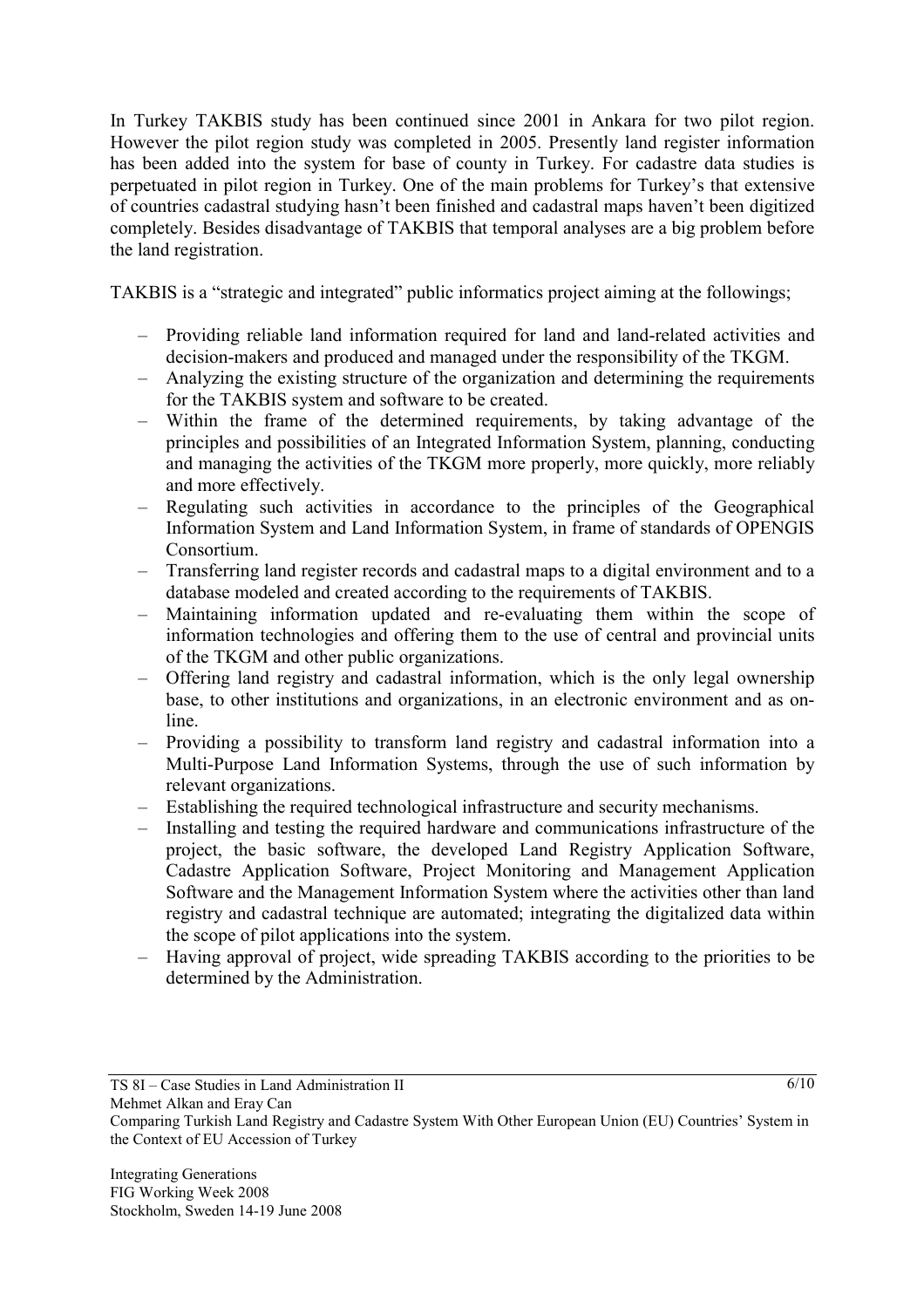In Turkey TAKBIS study has been continued since 2001 in Ankara for two pilot region. However the pilot region study was completed in 2005. Presently land register information has been added into the system for base of county in Turkey. For cadastre data studies is perpetuated in pilot region in Turkey. One of the main problems for Turkey's that extensive of countries cadastral studying hasn't been finished and cadastral maps haven't been digitized completely. Besides disadvantage of TAKBIS that temporal analyses are a big problem before the land registration.

TAKBIS is a "strategic and integrated" public informatics project aiming at the followings;

- Providing reliable land information required for land and land-related activities and decision-makers and produced and managed under the responsibility of the TKGM.
- Analyzing the existing structure of the organization and determining the requirements for the TAKBIS system and software to be created.
- Within the frame of the determined requirements, by taking advantage of the principles and possibilities of an Integrated Information System, planning, conducting and managing the activities of the TKGM more properly, more quickly, more reliably and more effectively.
- Regulating such activities in accordance to the principles of the Geographical Information System and Land Information System, in frame of standards of OPENGIS Consortium.
- Transferring land register records and cadastral maps to a digital environment and to a database modeled and created according to the requirements of TAKBIS.
- Maintaining information updated and re-evaluating them within the scope of information technologies and offering them to the use of central and provincial units of the TKGM and other public organizations.
- Offering land registry and cadastral information, which is the only legal ownership base, to other institutions and organizations, in an electronic environment and as on-line.
- Providing a possibility to transform land registry and cadastral information into a Multi-Purpose Land Information Systems, through the use of such information by relevant organizations.
- Establishing the required technological infrastructure and security mechanisms.
- Installing and testing the required hardware and communications infrastructure of the project, the basic software, the developed Land Registry Application Software, Cadastre Application Software, Project Monitoring and Management Application Software and the Management Information System where the activities other than land registry and cadastral technique are automated; integrating the digitalized data within the scope of pilot applications into the system.
- Having approval of project, wide spreading TAKBIS according to the priorities to be determined by the Administration.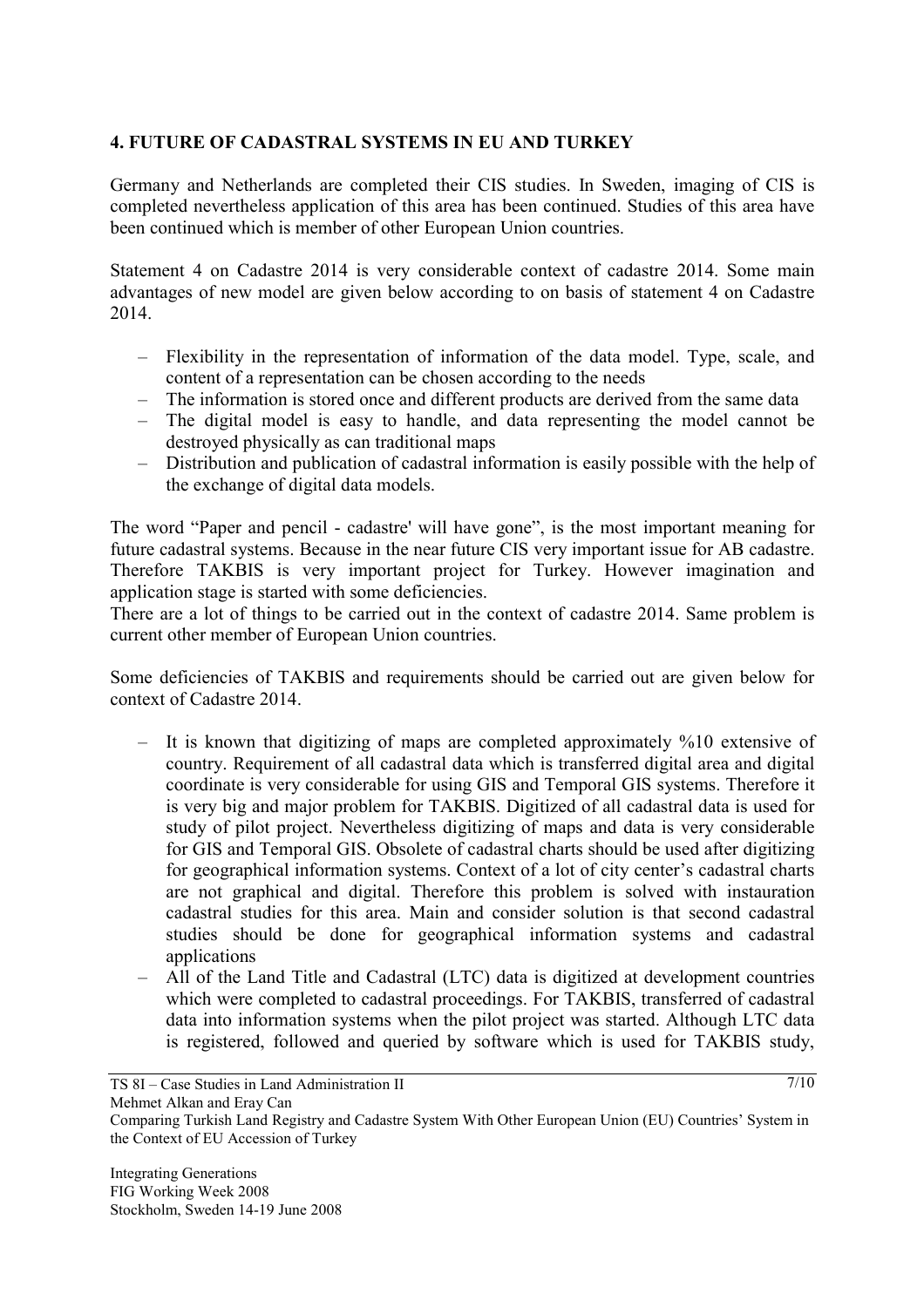## 4. FUTURE OF CADASTRAL SYSTEMS IN EU AND TURKEY

Germany and Netherlands are completed their CIS studies. In Sweden, imaging of CIS is completed nevertheless application of this area has been continued. Studies of this area have been continued which is member of other European Union countries.

Statement 4 on Cadastre 2014 is very considerable context of cadastre 2014. Some main advantages of new model are given below according to on basis of statement 4 on Cadastre 2014.

- Flexibility in the representation of information of the data model. Type, scale, and content of a representation can be chosen according to the needs
- The information is stored once and different products are derived from the same data
- The digital model is easy to handle, and data representing the model cannot be destroyed physically as can traditional maps
- Distribution and publication of cadastral information is easily possible with the help of the exchange of digital data models.

The word "Paper and pencil - cadastre' will have gone", is the most important meaning for future cadastral systems. Because in the near future CIS very important issue for AB cadastre. Therefore TAKBIS is very important project for Turkey. However imagination and application stage is started with some deficiencies.

There are a lot of things to be carried out in the context of cadastre 2014. Same problem is current other member of European Union countries.

Some deficiencies of TAKBIS and requirements should be carried out are given below for context of Cadastre 2014.

- It is known that digitizing of maps are completed approximately %10 extensive of country. Requirement of all cadastral data which is transferred digital area and digital coordinate is very considerable for using GIS and Temporal GIS systems. Therefore it is very big and major problem for TAKBIS. Digitized of all cadastral data is used for study of pilot project. Nevertheless digitizing of maps and data is very considerable for GIS and Temporal GIS. Obsolete of cadastral charts should be used after digitizing for geographical information systems. Context of a lot of city center's cadastral charts are not graphical and digital. Therefore this problem is solved with instauration cadastral studies for this area. Main and consider solution is that second cadastral studies should be done for geographical information systems and cadastral applications
- All of the Land Title and Cadastral (LTC) data is digitized at development countries which were completed to cadastral proceedings. For TAKBIS, transferred of cadastral data into information systems when the pilot project was started. Although LTC data is registered, followed and queried by software which is used for TAKBIS study,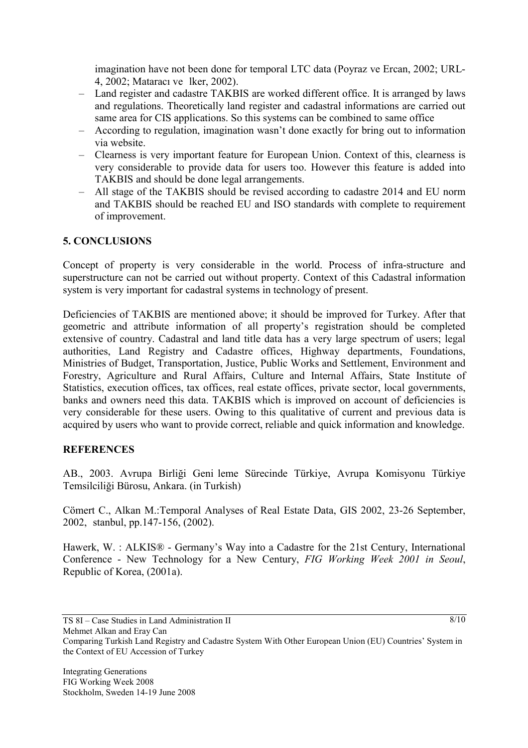imagination have not been done for temporal LTC data (Poyraz ve Ercan, 2002; URL-4, 2002; Mataracı ve lker, 2002).

- Land register and cadastre TAKBIS are worked different office. It is arranged by laws and regulations. Theoretically land register and cadastral informations are carried out same area for CIS applications. So this systems can be combined to same office
- According to regulation, imagination wasn't done exactly for bring out to information via website.
- Clearness is very important feature for European Union. Context of this, clearness is very considerable to provide data for users too. However this feature is added into TAKBIS and should be done legal arrangements.
- All stage of the TAKBIS should be revised according to cadastre 2014 and EU norm and TAKBIS should be reached EU and ISO standards with complete to requirement of improvement.

## 5. CONCLUSIONS

Concept of property is very considerable in the world. Process of infra-structure and superstructure can not be carried out without property. Context of this Cadastral information system is very important for cadastral systems in technology of present.

Deficiencies of TAKBIS are mentioned above; it should be improved for Turkey. After that geometric and attribute information of all property's registration should be completed extensive of country. Cadastral and land title data has a very large spectrum of users; legal authorities, Land Registry and Cadastre offices, Highway departments, Foundations, Ministries of Budget, Transportation, Justice, Public Works and Settlement, Environment and Forestry, Agriculture and Rural Affairs, Culture and Internal Affairs, State Institute of Statistics, execution offices, tax offices, real estate offices, private sector, local governments, banks and owners need this data. TAKBIS which is improved on account of deficiencies is very considerable for these users. Owing to this qualitative of current and previous data is acquired by users who want to provide correct, reliable and quick information and knowledge.

## REFERENCES

AB., 2003. Avrupa Birliği Geni leme Sürecinde Türkiye, Avrupa Komisyonu Türkiye Temsilciliği Bürosu, Ankara. (in Turkish)

Cömert C., Alkan M.:Temporal Analyses of Real Estate Data, GIS 2002, 23-26 September, 2002, stanbul, pp.147-156, (2002).

Hawerk, W. : ALKIS® - Germany's Way into a Cadastre for the 21st Century, International Conference - New Technology for a New Century, *FIG Working Week 2001 in Seoul*, Republic of Korea, (2001a).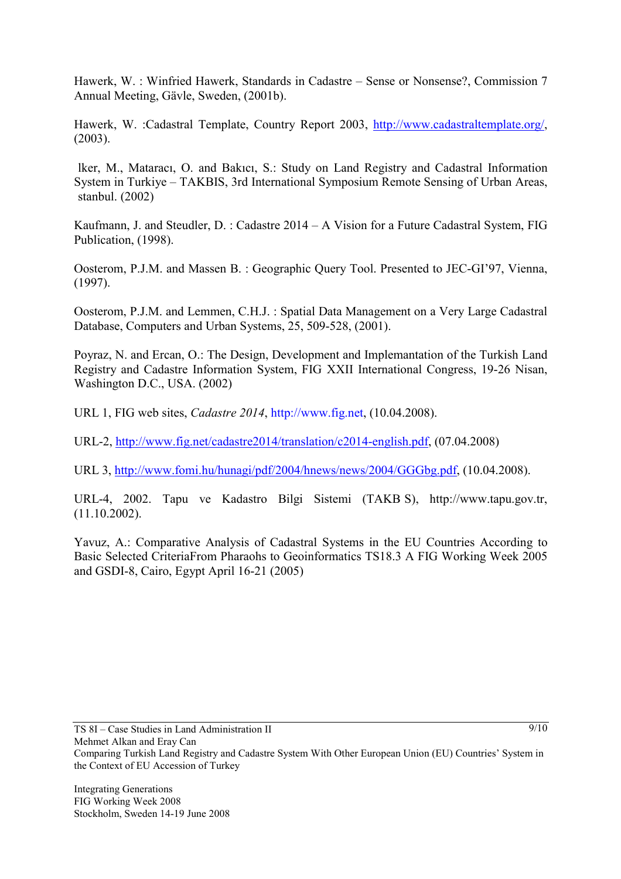Hawerk, W. : Winfried Hawerk, Standards in Cadastre – Sense or Nonsense?, Commission 7 Annual Meeting, Gävle, Sweden, (2001b).

Hawerk, W. :Cadastral Template, Country Report 2003, http://www.cadastraltemplate.org/, (2003).

lker, M., Mataracı, O. and Bakıcı, S.: Study on Land Registry and Cadastral Information System in Turkiye – TAKBIS, 3rd International Symposium Remote Sensing of Urban Areas, stanbul. (2002)

Kaufmann, J. and Steudler, D. : Cadastre 2014 – A Vision for a Future Cadastral System, FIG Publication, (1998).

Oosterom, P.J.M. and Massen B. : Geographic Query Tool. Presented to JEC-GI'97, Vienna, (1997).

Oosterom, P.J.M. and Lemmen, C.H.J. : Spatial Data Management on a Very Large Cadastral Database, Computers and Urban Systems, 25, 509-528, (2001).

Poyraz, N. and Ercan, O.: The Design, Development and Implemantation of the Turkish Land Registry and Cadastre Information System, FIG XXII International Congress, 19-26 Nisan, Washington D.C., USA. (2002)

URL 1, FIG web sites, *Cadastre 2014*, http://www.fig.net, (10.04.2008).

URL-2, http://www.fig.net/cadastre2014/translation/c2014-english.pdf, (07.04.2008)

URL 3, http://www.fomi.hu/hunagi/pdf/2004/hnews/news/2004/GGGbg.pdf, (10.04.2008).

URL-4, 2002. Tapu ve Kadastro Bilgi Sistemi (TAKB S), http://www.tapu.gov.tr, (11.10.2002).

Yavuz, A.: Comparative Analysis of Cadastral Systems in the EU Countries According to Basic Selected CriteriaFrom Pharaohs to Geoinformatics TS18.3 A FIG Working Week 2005 and GSDI-8, Cairo, Egypt April 16-21 (2005)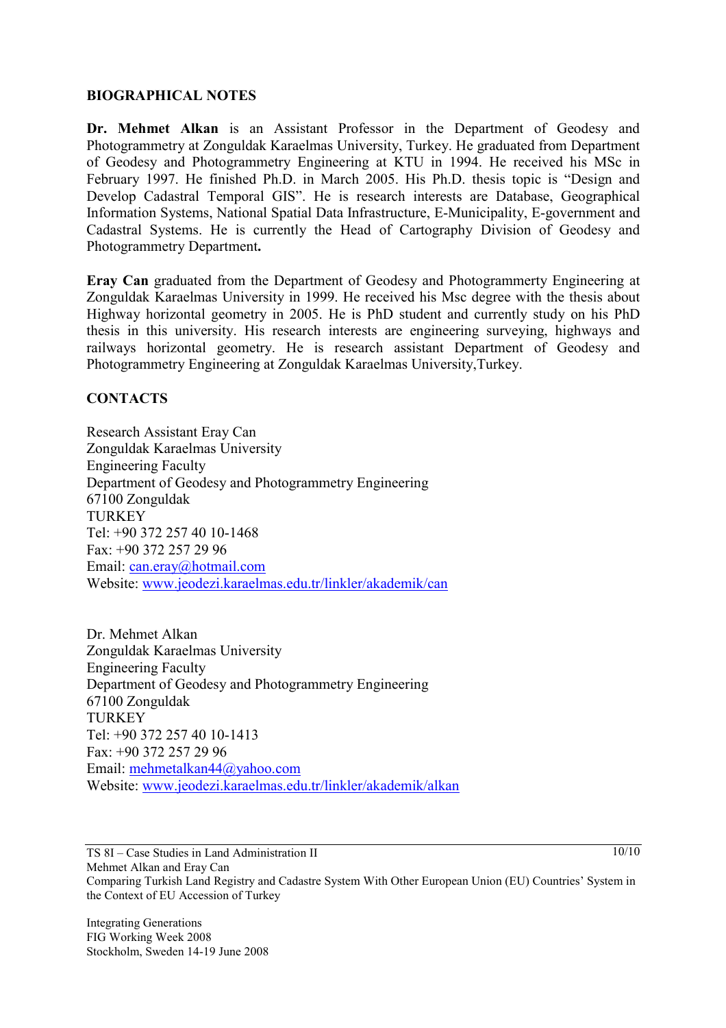## BIOGRAPHICAL NOTES

**Dr. Mehmet Alkan** is an Assistant Professor in the Department of Geodesy and Photogrammetry at Zonguldak Karaelmas University, Turkey. He graduated from Department of Geodesy and Photogrammetry Engineering at KTU in 1994. He received his MSc in February 1997. He finished Ph.D. in March 2005. His Ph.D. thesis topic is "Design and Develop Cadastral Temporal GIS". He is research interests are Database, Geographical Information Systems, National Spatial Data Infrastructure, E-Municipality, E-government and Cadastral Systems. He is currently the Head of Cartography Division of Geodesy and Photogrammetry Department**.**

**Eray Can** graduated from the Department of Geodesy and Photogrammerty Engineering at Zonguldak Karaelmas University in 1999. He received his Msc degree with the thesis about Highway horizontal geometry in 2005. He is PhD student and currently study on his PhD thesis in this university. His research interests are engineering surveying, highways and railways horizontal geometry. He is research assistant Department of Geodesy and Photogrammetry Engineering at Zonguldak Karaelmas University,Turkey.

## CONTACTS

Research Assistant Eray Can
Zonguldak Karaelmas University
Engineering Faculty
Department of Geodesy and Photogrammetry Engineering
67100 Zonguldak
TURKEY
Tel: +90 372 257 40 10-1468
Fax: +90 372 257 29 96
Email: can.eray@hotmail.com
Website: www.jeodezi.karaelmas.edu.tr/linkler/akademik/can

Dr. Mehmet Alkan
Zonguldak Karaelmas University
Engineering Faculty
Department of Geodesy and Photogrammetry Engineering
67100 Zonguldak
TURKEY
Tel: +90 372 257 40 10-1413
Fax: +90 372 257 29 96
Email: mehmetalkan44@yahoo.com
Website: www.jeodezi.karaelmas.edu.tr/linkler/akademik/alkan